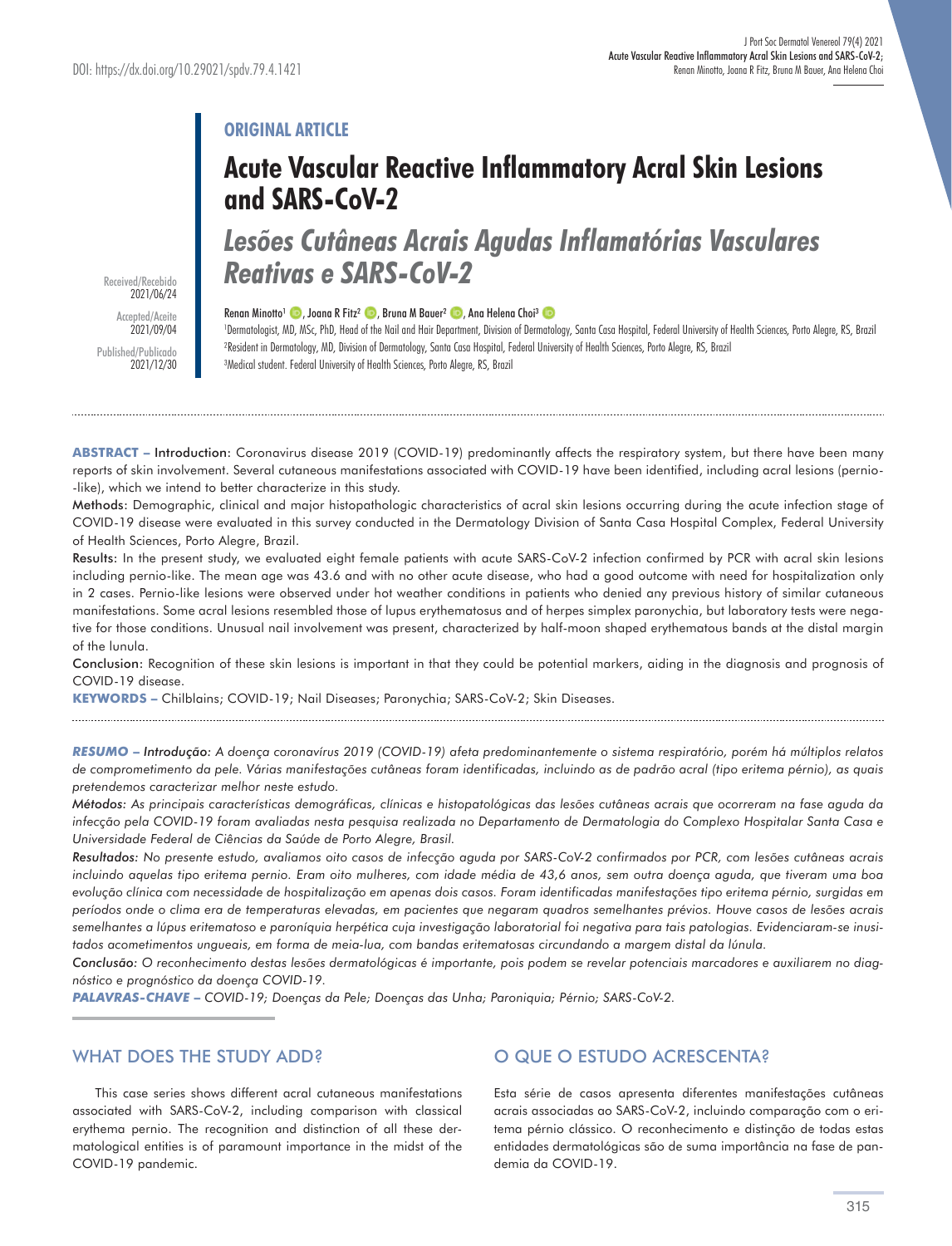ORIGINAL ARTICLE

# Acute Vascular Reactive Inflammatory Acral Skin Lesions and SARS-CoV-2

# *Lesões Cutâneas Acrais Agudas Inflamatórias Vasculares Reativas e SARS-CoV-2*

Received/Recebido 2021/06/24
Accepted/Aceite 2021/09/04
Published/Publicado 2021/12/30

DOI: https://dx.doi.org/10.29021/spdv.79.4.1421

Renan Minotto[1], Joana R Fitz[2], Bruna M Bauer[2], Ana Helena Choi[3]

[1]Dermatologist, MD, MSc, PhD, Head of the Nail and Hair Department, Division of Dermatology, Santa Casa Hospital, Federal University of Health Sciences, Porto Alegre, RS, Brazil
[2]Resident in Dermatology, MD, Division of Dermatology, Santa Casa Hospital, Federal University of Health Sciences, Porto Alegre, RS, Brazil
[3]Medical student. Federal University of Health Sciences, Porto Alegre, RS, Brazil

**ABSTRACT –** Introduction: Coronavirus disease 2019 (COVID-19) predominantly affects the respiratory system, but there have been many reports of skin involvement. Several cutaneous manifestations associated with COVID-19 have been identified, including acral lesions (pernio--like), which we intend to better characterize in this study.

Methods: Demographic, clinical and major histopathologic characteristics of acral skin lesions occurring during the acute infection stage of COVID-19 disease were evaluated in this survey conducted in the Dermatology Division of Santa Casa Hospital Complex, Federal University of Health Sciences, Porto Alegre, Brazil.

Results: In the present study, we evaluated eight female patients with acute SARS-CoV-2 infection confirmed by PCR with acral skin lesions including pernio-like. The mean age was 43.6 and with no other acute disease, who had a good outcome with need for hospitalization only in 2 cases. Pernio-like lesions were observed under hot weather conditions in patients who denied any previous history of similar cutaneous manifestations. Some acral lesions resembled those of lupus erythematosus and of herpes simplex paronychia, but laboratory tests were negative for those conditions. Unusual nail involvement was present, characterized by half-moon shaped erythematous bands at the distal margin of the lunula.

Conclusion: Recognition of these skin lesions is important in that they could be potential markers, aiding in the diagnosis and prognosis of COVID-19 disease.

**KEYWORDS –** Chilblains; COVID-19; Nail Diseases; Paronychia; SARS-CoV-2; Skin Diseases.

***RESUMO –*** *Introdução: A doença coronavírus 2019 (COVID-19) afeta predominantemente o sistema respiratório, porém há múltiplos relatos de comprometimento da pele. Várias manifestações cutâneas foram identificadas, incluindo as de padrão acral (tipo eritema pérnio), as quais pretendemos caracterizar melhor neste estudo.*

*Métodos: As principais características demográficas, clínicas e histopatológicas das lesões cutâneas acrais que ocorreram na fase aguda da infecção pela COVID-19 foram avaliadas nesta pesquisa realizada no Departamento de Dermatologia do Complexo Hospitalar Santa Casa e Universidade Federal de Ciências da Saúde de Porto Alegre, Brasil.*

*Resultados: No presente estudo, avaliamos oito casos de infecção aguda por SARS-CoV-2 confirmados por PCR, com lesões cutâneas acrais incluindo aquelas tipo eritema pernio. Eram oito mulheres, com idade média de 43,6 anos, sem outra doença aguda, que tiveram uma boa evolução clínica com necessidade de hospitalização em apenas dois casos. Foram identificadas manifestações tipo eritema pérnio, surgidas em períodos onde o clima era de temperaturas elevadas, em pacientes que negaram quadros semelhantes prévios. Houve casos de lesões acrais semelhantes a lúpus eritematoso e paroníquia herpética cuja investigação laboratorial foi negativa para tais patologias. Evidenciaram-se inusitados acometimentos ungueais, em forma de meia-lua, com bandas eritematosas circundando a margem distal da lúnula.*

*Conclusão: O reconhecimento destas lesões dermatológicas é importante, pois podem se revelar potenciais marcadores e auxiliarem no diagnóstico e prognóstico da doença COVID-19.*

***PALAVRAS-CHAVE –*** *COVID-19; Doenças da Pele; Doenças das Unha; Paroniquia; Pérnio; SARS-CoV-2.*

## WHAT DOES THE STUDY ADD?

This case series shows different acral cutaneous manifestations associated with SARS-CoV-2, including comparison with classical erythema pernio. The recognition and distinction of all these dermatological entities is of paramount importance in the midst of the COVID-19 pandemic.

## O QUE O ESTUDO ACRESCENTA?

Esta série de casos apresenta diferentes manifestações cutâneas acrais associadas ao SARS-CoV-2, incluindo comparação com o eritema pérnio clássico. O reconhecimento e distinção de todas estas entidades dermatológicas são de suma importância na fase de pandemia da COVID-19.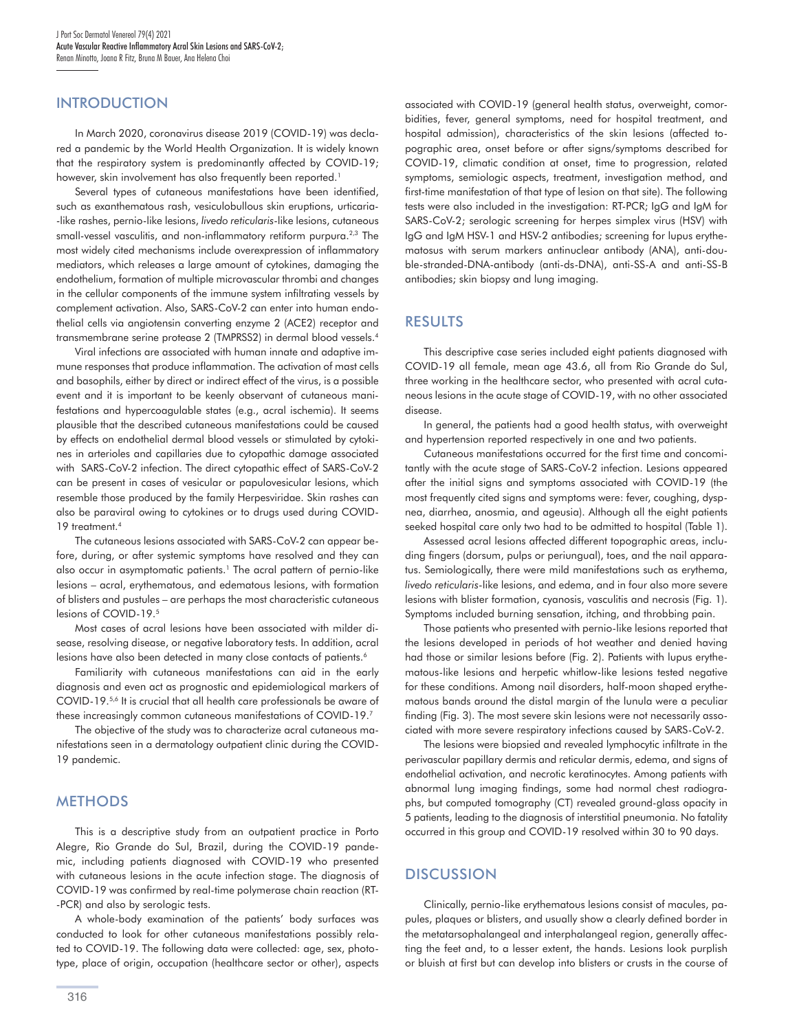## INTRODUCTION

In March 2020, coronavirus disease 2019 (COVID-19) was declared a pandemic by the World Health Organization. It is widely known that the respiratory system is predominantly affected by COVID-19; however, skin involvement has also frequently been reported.[1]

Several types of cutaneous manifestations have been identified, such as exanthematous rash, vesiculobullous skin eruptions, urticaria-like rashes, pernio-like lesions, *livedo reticularis*-like lesions, cutaneous small-vessel vasculitis, and non-inflammatory retiform purpura.[2,3] The most widely cited mechanisms include overexpression of inflammatory mediators, which releases a large amount of cytokines, damaging the endothelium, formation of multiple microvascular thrombi and changes in the cellular components of the immune system infiltrating vessels by complement activation. Also, SARS-CoV-2 can enter into human endothelial cells via angiotensin converting enzyme 2 (ACE2) receptor and transmembrane serine protease 2 (TMPRSS2) in dermal blood vessels.[4]

Viral infections are associated with human innate and adaptive immune responses that produce inflammation. The activation of mast cells and basophils, either by direct or indirect effect of the virus, is a possible event and it is important to be keenly observant of cutaneous manifestations and hypercoagulable states (e.g., acral ischemia). It seems plausible that the described cutaneous manifestations could be caused by effects on endothelial dermal blood vessels or stimulated by cytokines in arterioles and capillaries due to cytopathic damage associated with SARS-CoV-2 infection. The direct cytopathic effect of SARS-CoV-2 can be present in cases of vesicular or papulovesicular lesions, which resemble those produced by the family Herpesviridae. Skin rashes can also be paraviral owing to cytokines or to drugs used during COVID-19 treatment.[4]

The cutaneous lesions associated with SARS-CoV-2 can appear before, during, or after systemic symptoms have resolved and they can also occur in asymptomatic patients.[1] The acral pattern of pernio-like lesions – acral, erythematous, and edematous lesions, with formation of blisters and pustules – are perhaps the most characteristic cutaneous lesions of COVID-19.[5]

Most cases of acral lesions have been associated with milder disease, resolving disease, or negative laboratory tests. In addition, acral lesions have also been detected in many close contacts of patients.[6]

Familiarity with cutaneous manifestations can aid in the early diagnosis and even act as prognostic and epidemiological markers of COVID-19.[5,6] It is crucial that all health care professionals be aware of these increasingly common cutaneous manifestations of COVID-19.[7]

The objective of the study was to characterize acral cutaneous manifestations seen in a dermatology outpatient clinic during the COVID-19 pandemic.

## METHODS

This is a descriptive study from an outpatient practice in Porto Alegre, Rio Grande do Sul, Brazil, during the COVID-19 pandemic, including patients diagnosed with COVID-19 who presented with cutaneous lesions in the acute infection stage. The diagnosis of COVID-19 was confirmed by real-time polymerase chain reaction (RT-PCR) and also by serologic tests.

A whole-body examination of the patients' body surfaces was conducted to look for other cutaneous manifestations possibly related to COVID-19. The following data were collected: age, sex, phototype, place of origin, occupation (healthcare sector or other), aspects associated with COVID-19 (general health status, overweight, comorbidities, fever, general symptoms, need for hospital treatment, and hospital admission), characteristics of the skin lesions (affected topographic area, onset before or after signs/symptoms described for COVID-19, climatic condition at onset, time to progression, related symptoms, semiologic aspects, treatment, investigation method, and first-time manifestation of that type of lesion on that site). The following tests were also included in the investigation: RT-PCR; IgG and IgM for SARS-CoV-2; serologic screening for herpes simplex virus (HSV) with IgG and IgM HSV-1 and HSV-2 antibodies; screening for lupus erythematosus with serum markers antinuclear antibody (ANA), anti-double-stranded-DNA-antibody (anti-ds-DNA), anti-SS-A and anti-SS-B antibodies; skin biopsy and lung imaging.

## RESULTS

This descriptive case series included eight patients diagnosed with COVID-19 all female, mean age 43.6, all from Rio Grande do Sul, three working in the healthcare sector, who presented with acral cutaneous lesions in the acute stage of COVID-19, with no other associated disease.

In general, the patients had a good health status, with overweight and hypertension reported respectively in one and two patients.

Cutaneous manifestations occurred for the first time and concomitantly with the acute stage of SARS-CoV-2 infection. Lesions appeared after the initial signs and symptoms associated with COVID-19 (the most frequently cited signs and symptoms were: fever, coughing, dyspnea, diarrhea, anosmia, and ageusia). Although all the eight patients seeked hospital care only two had to be admitted to hospital (Table 1).

Assessed acral lesions affected different topographic areas, including fingers (dorsum, pulps or periungual), toes, and the nail apparatus. Semiologically, there were mild manifestations such as erythema, *livedo reticularis*-like lesions, and edema, and in four also more severe lesions with blister formation, cyanosis, vasculitis and necrosis (Fig. 1). Symptoms included burning sensation, itching, and throbbing pain.

Those patients who presented with pernio-like lesions reported that the lesions developed in periods of hot weather and denied having had those or similar lesions before (Fig. 2). Patients with lupus erythematous-like lesions and herpetic whitlow-like lesions tested negative for these conditions. Among nail disorders, half-moon shaped erythematous bands around the distal margin of the lunula were a peculiar finding (Fig. 3). The most severe skin lesions were not necessarily associated with more severe respiratory infections caused by SARS-CoV-2.

The lesions were biopsied and revealed lymphocytic infiltrate in the perivascular papillary dermis and reticular dermis, edema, and signs of endothelial activation, and necrotic keratinocytes. Among patients with abnormal lung imaging findings, some had normal chest radiographs, but computed tomography (CT) revealed ground-glass opacity in 5 patients, leading to the diagnosis of interstitial pneumonia. No fatality occurred in this group and COVID-19 resolved within 30 to 90 days.

## DISCUSSION

Clinically, pernio-like erythematous lesions consist of macules, papules, plaques or blisters, and usually show a clearly defined border in the metatarsophalangeal and interphalangeal region, generally affecting the feet and, to a lesser extent, the hands. Lesions look purplish or bluish at first but can develop into blisters or crusts in the course of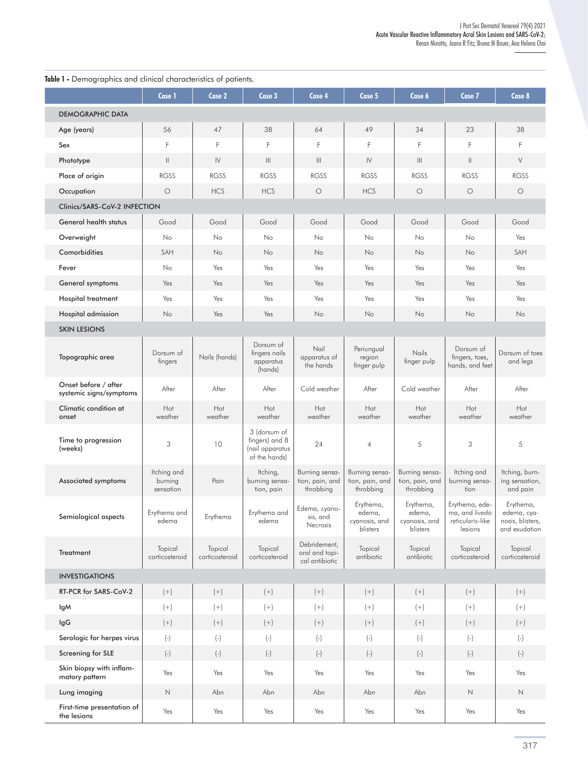**Table 1 -** Demographics and clinical characteristics of patients.

| | Case 1 | Case 2 | Case 3 | Case 4 | Case 5 | Case 6 | Case 7 | Case 8 |
|---|---|---|---|---|---|---|---|---|
| **DEMOGRAPHIC DATA** | | | | | | | | |
| Age (years) | 56 | 47 | 38 | 64 | 49 | 34 | 23 | 38 |
| Sex | F | F | F | F | F | F | F | F |
| Phototype | II | IV | III | III | IV | III | II | V |
| Place of origin | RGSS | RGSS | RGSS | RGSS | RGSS | RGSS | RGSS | RGSS |
| Occupation | O | HCS | HCS | O | HCS | O | O | O |
| **Clinics/SARS-CoV-2 INFECTION** | | | | | | | | |
| General health status | Good | Good | Good | Good | Good | Good | Good | Good |
| Overweight | No | No | No | No | No | No | No | Yes |
| Comorbidities | SAH | No | No | No | No | No | No | SAH |
| Fever | No | Yes | Yes | Yes | Yes | Yes | Yes | Yes |
| General symptoms | Yes | Yes | Yes | Yes | Yes | Yes | Yes | Yes |
| Hospital treatment | Yes | Yes | Yes | Yes | Yes | Yes | Yes | Yes |
| Hospital admission | No | Yes | Yes | No | No | No | No | No |
| **SKIN LESIONS** | | | | | | | | |
| Topographic area | Dorsum of fingers | Nails (hands) | Dorsum of fingers nails apparatus (hands) | Nail apparatus of the hands | Periungual region finger pulp | Nails finger pulp | Dorsum of fingers, toes, hands, and feet | Dorsum of toes and legs |
| Onset before / after systemic signs/symptoms | After | After | After | Cold weather | After | Cold weather | After | After |
| Climatic condition at onset | Hot weather | Hot weather | Hot weather | Hot weather | Hot weather | Hot weather | Hot weather | Hot weather |
| Time to progression (weeks) | 3 | 10 | 3 (dorsum of fingers) and 8 (nail apparatus of the hands) | 24 | 4 | 5 | 3 | 5 |
| Associated symptoms | Itching and burning sensation | Pain | Itching, burning sensation, pain | Burning sensation, pain, and throbbing | Burning sensation, pain, and throbbing | Burning sensation, pain, and throbbing | Itching and burning sensation | Itching, burning sensation, and pain |
| Semiological aspects | Erythema and edema | Erythema | Erythema and edema | Edema, cyanosis, and Necrosis | Erythema, edema, cyanosis, and blisters | Erythema, edema, cyanosis, and blisters | Erythema, edema, and *livedo reticularis*-like lesions | Erythema, edema, cyanosis, blisters, and exudation |
| Treatment | Topical corticosteroid | Topical corticosteroid | Topical corticosteroid | Debridement, oral and topical antibiotic | Topical antibiotic | Topical antibiotic | Topical corticosteroid | Topical corticosteroid |
| **INVESTIGATIONS** | | | | | | | | |
| RT-PCR for SARS-CoV-2 | (+) | (+) | (+) | (+) | (+) | (+) | (+) | (+) |
| IgM | (+) | (+) | (+) | (+) | (+) | (+) | (+) | (+) |
| IgG | (+) | (+) | (+) | (+) | (+) | (+) | (+) | (+) |
| Serologic for herpes virus | (-) | (-) | (-) | (-) | (-) | (-) | (-) | (-) |
| Screening for SLE | (-) | (-) | (-) | (-) | (-) | (-) | (-) | (-) |
| Skin biopsy with inflammatory pattern | Yes | Yes | Yes | Yes | Yes | Yes | Yes | Yes |
| Lung imaging | N | Abn | Abn | Abn | Abn | Abn | N | N |
| First-time presentation of the lesions | Yes | Yes | Yes | Yes | Yes | Yes | Yes | Yes |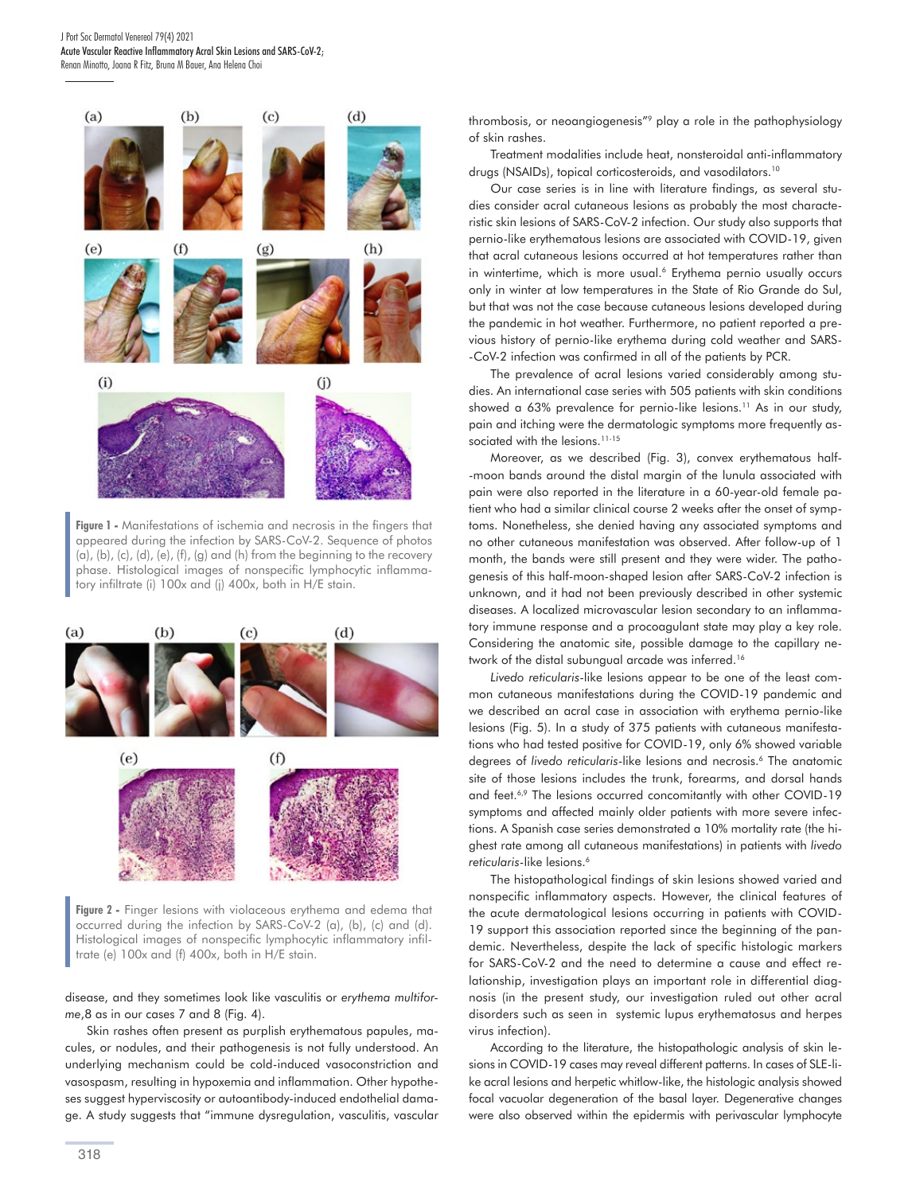**Figure 1 -** Manifestations of ischemia and necrosis in the fingers that appeared during the infection by SARS-CoV-2. Sequence of photos (a), (b), (c), (d), (e), (f), (g) and (h) from the beginning to the recovery phase. Histological images of nonspecific lymphocytic inflammatory infiltrate (i) 100x and (j) 400x, both in H/E stain.

**Figure 2 -** Finger lesions with violaceous erythema and edema that occurred during the infection by SARS-CoV-2 (a), (b), (c) and (d). Histological images of nonspecific lymphocytic inflammatory infiltrate (e) 100x and (f) 400x, both in H/E stain.

disease, and they sometimes look like vasculitis or *erythema multiforme*,8 as in our cases 7 and 8 (Fig. 4).

Skin rashes often present as purplish erythematous papules, macules, or nodules, and their pathogenesis is not fully understood. An underlying mechanism could be cold-induced vasoconstriction and vasospasm, resulting in hypoxemia and inflammation. Other hypotheses suggest hyperviscosity or autoantibody-induced endothelial damage. A study suggests that "immune dysregulation, vasculitis, vascular thrombosis, or neoangiogenesis"[9] play a role in the pathophysiology of skin rashes.

Treatment modalities include heat, nonsteroidal anti-inflammatory drugs (NSAIDs), topical corticosteroids, and vasodilators.[10]

Our case series is in line with literature findings, as several studies consider acral cutaneous lesions as probably the most characteristic skin lesions of SARS-CoV-2 infection. Our study also supports that pernio-like erythematous lesions are associated with COVID-19, given that acral cutaneous lesions occurred at hot temperatures rather than in wintertime, which is more usual.[6] Erythema pernio usually occurs only in winter at low temperatures in the State of Rio Grande do Sul, but that was not the case because cutaneous lesions developed during the pandemic in hot weather. Furthermore, no patient reported a previous history of pernio-like erythema during cold weather and SARS-CoV-2 infection was confirmed in all of the patients by PCR.

The prevalence of acral lesions varied considerably among studies. An international case series with 505 patients with skin conditions showed a 63% prevalence for pernio-like lesions.[11] As in our study, pain and itching were the dermatologic symptoms more frequently associated with the lesions.[11-15]

Moreover, as we described (Fig. 3), convex erythematous half-moon bands around the distal margin of the lunula associated with pain were also reported in the literature in a 60-year-old female patient who had a similar clinical course 2 weeks after the onset of symptoms. Nonetheless, she denied having any associated symptoms and no other cutaneous manifestation was observed. After follow-up of 1 month, the bands were still present and they were wider. The pathogenesis of this half-moon-shaped lesion after SARS-CoV-2 infection is unknown, and it had not been previously described in other systemic diseases. A localized microvascular lesion secondary to an inflammatory immune response and a procoagulant state may play a key role. Considering the anatomic site, possible damage to the capillary network of the distal subungual arcade was inferred.[16]

*Livedo reticularis*-like lesions appear to be one of the least common cutaneous manifestations during the COVID-19 pandemic and we described an acral case in association with erythema pernio-like lesions (Fig. 5). In a study of 375 patients with cutaneous manifestations who had tested positive for COVID-19, only 6% showed variable degrees of *livedo reticularis*-like lesions and necrosis.[6] The anatomic site of those lesions includes the trunk, forearms, and dorsal hands and feet.[6,9] The lesions occurred concomitantly with other COVID-19 symptoms and affected mainly older patients with more severe infections. A Spanish case series demonstrated a 10% mortality rate (the highest rate among all cutaneous manifestations) in patients with *livedo reticularis*-like lesions.[6]

The histopathological findings of skin lesions showed varied and nonspecific inflammatory aspects. However, the clinical features of the acute dermatological lesions occurring in patients with COVID-19 support this association reported since the beginning of the pandemic. Nevertheless, despite the lack of specific histologic markers for SARS-CoV-2 and the need to determine a cause and effect relationship, investigation plays an important role in differential diagnosis (in the present study, our investigation ruled out other acral disorders such as seen in systemic lupus erythematosus and herpes virus infection).

According to the literature, the histopathologic analysis of skin lesions in COVID-19 cases may reveal different patterns. In cases of SLE-like acral lesions and herpetic whitlow-like, the histologic analysis showed focal vacuolar degeneration of the basal layer. Degenerative changes were also observed within the epidermis with perivascular lymphocyte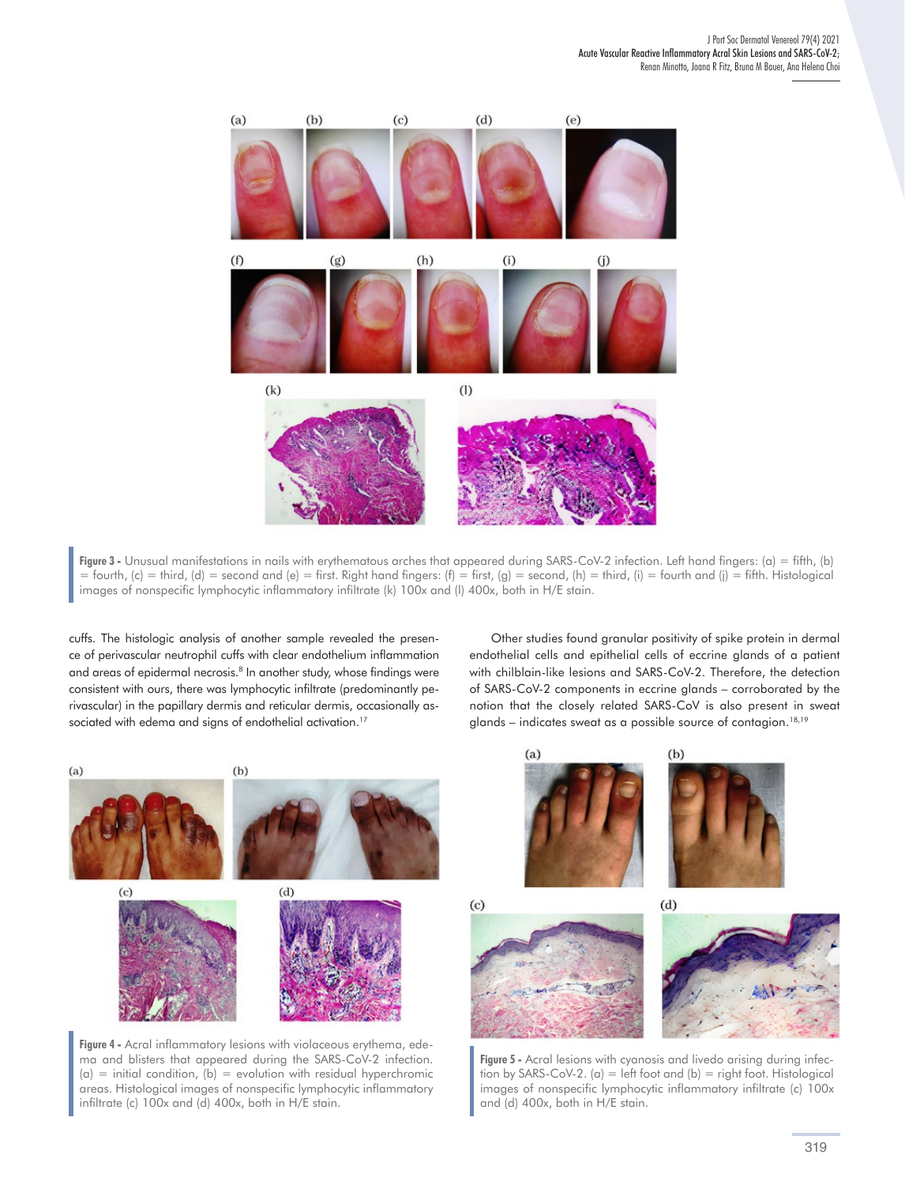Figure 3 - Unusual manifestations in nails with erythematous arches that appeared during SARS-CoV-2 infection. Left hand fingers: (a) = fifth, (b) = fourth, (c) = third, (d) = second and (e) = first. Right hand fingers: (f) = first, (g) = second, (h) = third, (i) = fourth and (j) = fifth. Histological images of nonspecific lymphocytic inflammatory infiltrate (k) 100x and (l) 400x, both in H/E stain.

cuffs. The histologic analysis of another sample revealed the presence of perivascular neutrophil cuffs with clear endothelium inflammation and areas of epidermal necrosis.[8] In another study, whose findings were consistent with ours, there was lymphocytic infiltrate (predominantly perivascular) in the papillary dermis and reticular dermis, occasionally associated with edema and signs of endothelial activation.[17]

Other studies found granular positivity of spike protein in dermal endothelial cells and epithelial cells of eccrine glands of a patient with chilblain-like lesions and SARS-CoV-2. Therefore, the detection of SARS-CoV-2 components in eccrine glands – corroborated by the notion that the closely related SARS-CoV is also present in sweat glands – indicates sweat as a possible source of contagion.[18,19]

Figure 4 - Acral inflammatory lesions with violaceous erythema, edema and blisters that appeared during the SARS-CoV-2 infection. (a) = initial condition, (b) = evolution with residual hyperchromic areas. Histological images of nonspecific lymphocytic inflammatory infiltrate (c) 100x and (d) 400x, both in H/E stain.

Figure 5 - Acral lesions with cyanosis and livedo arising during infection by SARS-CoV-2. (a) = left foot and (b) = right foot. Histological images of nonspecific lymphocytic inflammatory infiltrate (c) 100x and (d) 400x, both in H/E stain.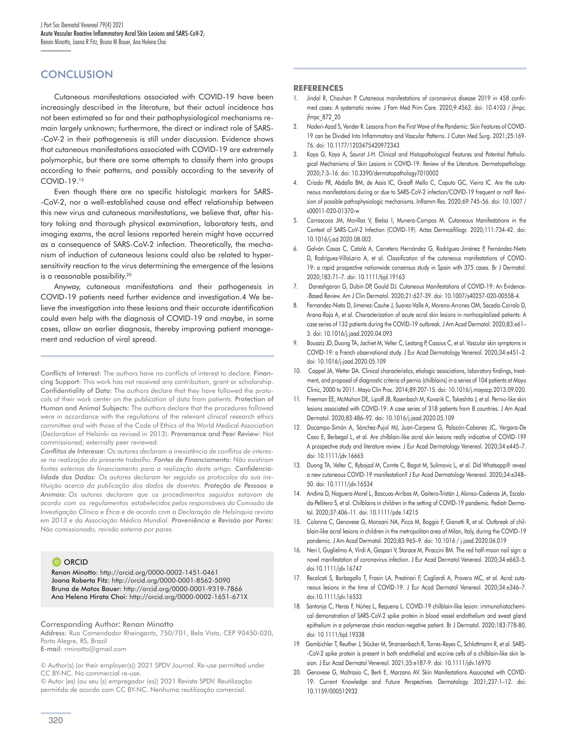## CONCLUSION

Cutaneous manifestations associated with COVID-19 have been increasingly described in the literature, but their actual incidence has not been estimated so far and their pathophysiological mechanisms remain largely unknown; furthermore, the direct or indirect role of SARS-CoV-2 in their pathogenesis is still under discussion. Evidence shows that cutaneous manifestations associated with COVID-19 are extremely polymorphic, but there are some attempts to classify them into groups according to their patterns, and possibly according to the severity of COVID-19.[15]

Even though there are no specific histologic markers for SARS-CoV-2, nor a well-established cause and effect relationship between this new virus and cutaneous manifestations, we believe that, after history taking and thorough physical examination, laboratory tests, and imaging exams, the acral lesions reported herein might have occurred as a consequence of SARS-CoV-2 infection. Theoretically, the mechanism of induction of cutaneous lesions could also be related to hypersensitivity reaction to the virus determining the emergence of the lesions is a reasonable possibility.[20]

Anyway, cutaneous manifestations and their pathogenesis in COVID-19 patients need further evidence and investigation.4 We believe the investigation into these lesions and their accurate identification could even help with the diagnosis of COVID-19 and maybe, in some cases, allow an earlier diagnosis, thereby improving patient management and reduction of viral spread.

Conflicts of Interest: The authors have no conflicts of interest to declare. Financing Support: This work has not received any contribution, grant or scholarship. Confidentiality of Data: The authors declare that they have followed the protocols of their work center on the publication of data from patients. Protection of Human and Animal Subjects: The authors declare that the procedures followed were in accordance with the regulations of the relevant clinical research ethics committee and with those of the Code of Ethics of the World Medical Association (Declaration of Helsinki as revised in 2013). Provenance and Peer Review: Not commissioned; externally peer reviewed.

*Conflitos de Interesse: Os autores declaram a inexistência de conflitos de interesse na realização do presente trabalho. Fontes de Financiamento: Não existiram fontes externas de financiamento para a realização deste artigo. Confidencialidade dos Dados: Os autores declaram ter seguido os protocolos da sua instituição acerca da publicação dos dados de doentes. Proteção de Pessoas e Animais: Os autores declaram que os procedimentos seguidos estavam de acordo com os regulamentos estabelecidos pelos responsáveis da Comissão de Investigação Clínica e Ética e de acordo com a Declaração de Helsínquia revista em 2013 e da Associação Médica Mundial. Proveniência e Revisão por Pares: Não comissionado; revisão externa por pares.*

### ORCID

Renan Minotto: http://orcid.org/0000-0002-1451-0461
Joana Roberta Fitz: http://orcid.org/0000-0001-8562-5090
Bruna de Matos Bauer: http://orcid.org/0000-0001-9319-7866
Ana Helena Hirata Choi: http://orcid.org/0000-0002-1651-671X

Corresponding Author: Renan Minotto
Address: Rua Comendador Rheingantz, 750/701, Bela Vista, CEP 90450-020, Porto Alegre, RS, Brazil
E-mail: rminotto@gmail.com

© Author(s) (or their employer(s)) 2021 SPDV Journal. Re-use permitted under CC BY-NC. No commercial re-use.
© Autor (es) (ou seu (s) empregador (es)) 2021 Revista SPDV. Reutilização permitida de acordo com CC BY-NC. Nenhuma reutilização comercial.

## REFERENCES

1. Jindal R, Chauhan P. Cutaneous manifestations of coronavirus disease 2019 in 458 confirmed cases: A systematic review. J Fam Med Prim Care. 2020;9:4563. doi: 10.4103 / jfmpc.jfmpc_872_20
2. Naderi-Azad S, Vender R. Lessons From the First Wave of the Pandemic: Skin Features of COVID-19 can be Divided Into Inflammatory and Vascular Patterns. J Cutan Med Surg. 2021;25:169-76. doi: 10.1177/1203475420972343
3. Kaya G, Kaya A, Saurat J-H. Clinical and Histopathological Features and Potential Pathological Mechanisms of Skin Lesions in COVID-19: Review of the Literature. Dermatopathology. 2020;7:3–16. doi: 10.3390/dermatopathology7010002
4. Criado PR, Abdalla BM, de Assis IC, Graaff Mello C, Caputo GC, Vieira IC. Are the cutaneous manifestations during or due to SARS-CoV-2 infection/COVID-19 frequent or not? Revision of possible pathophysiologic mechanisms. Inflamm Res. 2020;69:745–56. doi: 10.1007 / s00011-020-01370-w
5. Carrascosa JM, Morillas V, Bielsa I, Munera-Campos M. Cutaneous Manifestations in the Context of SARS-CoV-2 Infection (COVID-19). Actas Dermosifiliogr. 2020;111:734-42. doi: 10.1016/j.ad.2020.08.002.
6. Galván Casas C, Català A, Carretero Hernández G, Rodríguez-Jiménez P, Fernández-Nieto D, Rodríguez-VillaLario A, et al. Classification of the cutaneous manifestations of COVID-19: a rapid prospective nationwide consensus study in Spain with 375 cases. Br J Dermatol. 2020;183:71–7. doi: 10.1111/bjd.19163
7. Daneshgaran G, Dubin DP, Gould DJ. Cutaneous Manifestations of COVID-19: An Evidence-Based Review. Am J Clin Dermatol. 2020;21:627-39. doi: 10.1007/s40257-020-00558-4.
8. Fernandez-Nieto D, Jimenez-Cauhe J, Suarez-Valle A, Moreno-Arrones OM, Saceda-Corralo D, Arana-Raja A, et al. Characterization of acute acral skin lesions in nonhospitalized patients: A case series of 132 patients during the COVID-19 outbreak. J Am Acad Dermatol. 2020;83:e61–3. doi: 10.1016/j.jaad.2020.04.093
9. Bouaziz JD, Duong TA, Jachiet M, Velter C, Lestang P, Cassius C, et al. Vascular skin symptoms in COVID-19: a French observational study. J Eur Acad Dermatology Venereol. 2020;34:e451–2. doi: 10.1016/j.jaad.2020.05.109
10. Cappel JA, Wetter DA. Clinical characteristics, etiologic associations, laboratory findings, treatment, and proposal of diagnostic criteria of pernio (chilblains) in a series of 104 patients at Mayo Clinic, 2000 to 2011. Mayo Clin Proc. 2014;89:207-15. doi: 10.1016/j.mayocp.2013.09.020.
11. Freeman EE, McMahon DE, Lipoff JB, Rosenbach M, Kovarik C, Takeshita J, et al. Pernio-like skin lesions associated with COVID-19: A case series of 318 patients from 8 countries. J Am Acad Dermatol. 2020;83:486–92. doi: 10.1016/j.jaad.2020.05.109
12. Docampo-Simón A, Sánchez-Pujol MJ, Juan-Carpena G, Palazón-Cabanes JC, Vergara-De Caso E, Berbegal L, et al. Are chilblain-like acral skin lesions really indicative of COVID-19? A prospective study and literature review. J Eur Acad Dermatology Venereol. 2020;34:e445–7. doi: 10.1111/jdv.16665
13. Duong TA, Velter C, Rybojad M, Comte C, Bagot M, Sulimovic L, et al. Did Whatsapp® reveal a new cutaneous COVID-19 manifestation? J Eur Acad Dermatology Venereol. 2020;34:e348–50. doi: 10.1111/jdv.16534
14. Andina D, Noguera-Morel L, Bascuas-Arribas M, Gaitero-Tristán J, Alonso-Cadenas JA, Escalada-Pellitero S, et al. Chilblains in children in the setting of COVID-19 pandemic. Pediatr Dermatol. 2020;37:406–11. doi: 10.1111/pde.14215
15. Colonna C, Genovese G, Monzani NA, Picca M, Boggio F, Gianotti R, et al. Outbreak of chilblain-like acral lesions in children in the metropolitan area of Milan, Italy, during the COVID-19 pandemic. J Am Acad Dermatol. 2020;83:965–9. doi: 10.1016 / j.jaad.2020.06.019
16. Neri I, Guglielmo A, Virdi A, Gaspari V, Starace M, Piraccini BM. The red half-moon nail sign: a novel manifestation of coronavirus infection. J Eur Acad Dermatol Venereol. 2020;34:e663–5. doi:10.1111/jdv.16747
17. Recalcati S, Barbagallo T, Frasin LA, Prestinari F, Cogliardi A, Provero MC, et al. Acral cutaneous lesions in the time of COVID-19. J Eur Acad Dermatol Venereol. 2020;34:e346–7. doi:10.1111/jdv.16533
18. Santonja C, Heras F, Núñez L, Requena L. COVID-19 chilblain-like lesion: immunohistochemical demonstration of SARS-CoV-2 spike protein in blood vessel endothelium and sweat gland epithelium in a polymerase chain reaction-negative patient. Br J Dermatol. 2020;183:778-80. doi: 10.1111/bjd.19338
19. Gambichler T, Reuther J, Stücker M, Stranzenbach R, Torres-Reyes C, Schlottmann R, et al. SARS-CoV-2 spike protein is present in both endothelial and eccrine cells of a chilblain-like skin lesion. J Eur Acad Dermatol Venereol. 2021;35:e187-9. doi: 10.1111/jdv.16970
20. Genovese G, Moltrasio C, Berti E, Marzano AV. Skin Manifestations Associated with COVID-19: Current Knowledge and Future Perspectives. Dermatology. 2021;237:1–12. doi: 10.1159/000512932